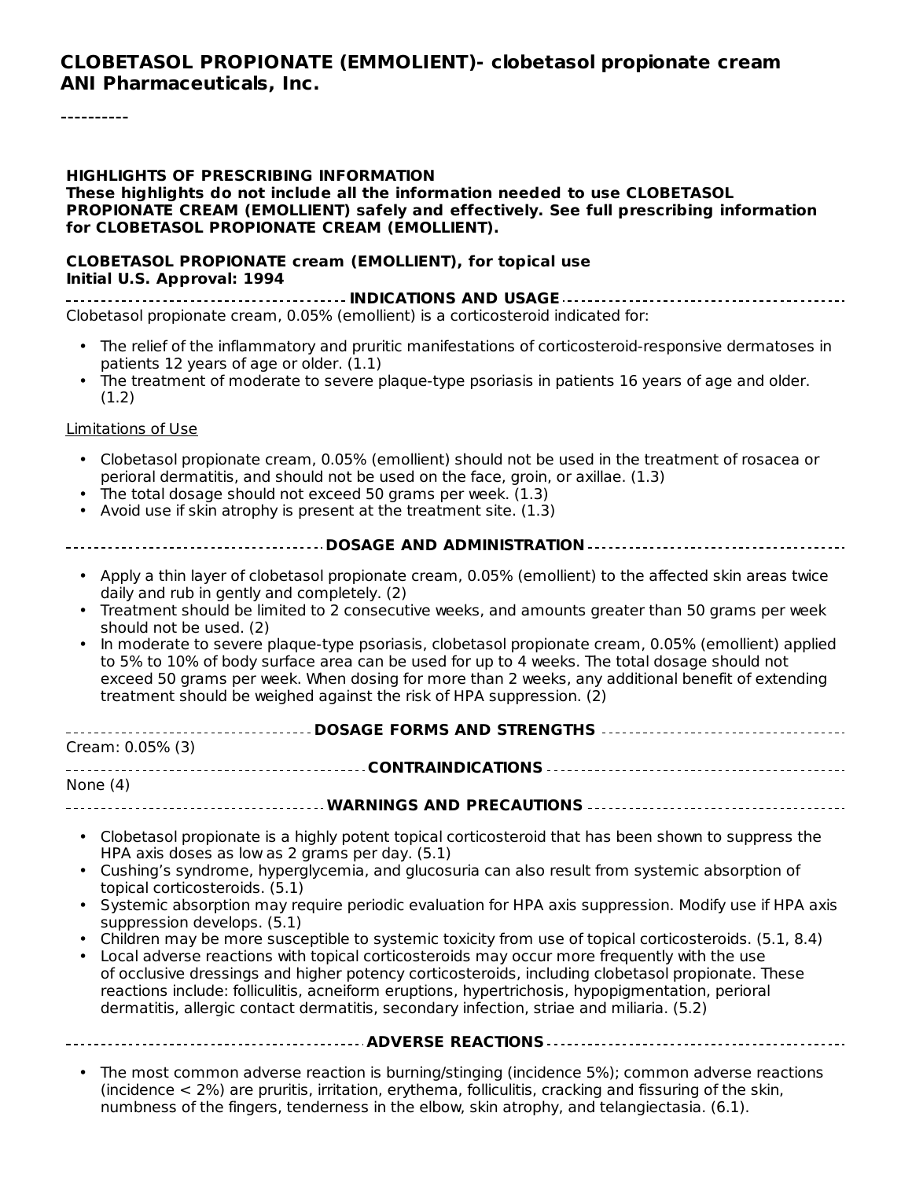# CLOBETASOL PROPIONATE (EMMOLIENT)- clobetasol propionate cream ANI Pharmaceuticals, Inc.

----------

**HIGHLIGHTS OF PRESCRIBING INFORMATION**
**These highlights do not include all the information needed to use CLOBETASOL PROPIONATE CREAM (EMOLLIENT) safely and effectively. See full prescribing information for CLOBETASOL PROPIONATE CREAM (EMOLLIENT).**

**CLOBETASOL PROPIONATE cream (EMOLLIENT), for topical use**
**Initial U.S. Approval: 1994**

## INDICATIONS AND USAGE

Clobetasol propionate cream, 0.05% (emollient) is a corticosteroid indicated for:

- The relief of the inflammatory and pruritic manifestations of corticosteroid-responsive dermatoses in patients 12 years of age or older. (1.1)
- The treatment of moderate to severe plaque-type psoriasis in patients 16 years of age and older. (1.2)

Limitations of Use

- Clobetasol propionate cream, 0.05% (emollient) should not be used in the treatment of rosacea or perioral dermatitis, and should not be used on the face, groin, or axillae. (1.3)
- The total dosage should not exceed 50 grams per week. (1.3)
- Avoid use if skin atrophy is present at the treatment site. (1.3)

## DOSAGE AND ADMINISTRATION

- Apply a thin layer of clobetasol propionate cream, 0.05% (emollient) to the affected skin areas twice daily and rub in gently and completely. (2)
- Treatment should be limited to 2 consecutive weeks, and amounts greater than 50 grams per week should not be used. (2)
- In moderate to severe plaque-type psoriasis, clobetasol propionate cream, 0.05% (emollient) applied to 5% to 10% of body surface area can be used for up to 4 weeks. The total dosage should not exceed 50 grams per week. When dosing for more than 2 weeks, any additional benefit of extending treatment should be weighed against the risk of HPA suppression. (2)

## DOSAGE FORMS AND STRENGTHS

Cream: 0.05% (3)

## CONTRAINDICATIONS

None (4)

## WARNINGS AND PRECAUTIONS

- Clobetasol propionate is a highly potent topical corticosteroid that has been shown to suppress the HPA axis doses as low as 2 grams per day. (5.1)
- Cushing's syndrome, hyperglycemia, and glucosuria can also result from systemic absorption of topical corticosteroids. (5.1)
- Systemic absorption may require periodic evaluation for HPA axis suppression. Modify use if HPA axis suppression develops. (5.1)
- Children may be more susceptible to systemic toxicity from use of topical corticosteroids. (5.1, 8.4)
- Local adverse reactions with topical corticosteroids may occur more frequently with the use of occlusive dressings and higher potency corticosteroids, including clobetasol propionate. These reactions include: folliculitis, acneiform eruptions, hypertrichosis, hypopigmentation, perioral dermatitis, allergic contact dermatitis, secondary infection, striae and miliaria. (5.2)

## ADVERSE REACTIONS

- The most common adverse reaction is burning/stinging (incidence 5%); common adverse reactions (incidence < 2%) are pruritis, irritation, erythema, folliculitis, cracking and fissuring of the skin, numbness of the fingers, tenderness in the elbow, skin atrophy, and telangiectasia. (6.1).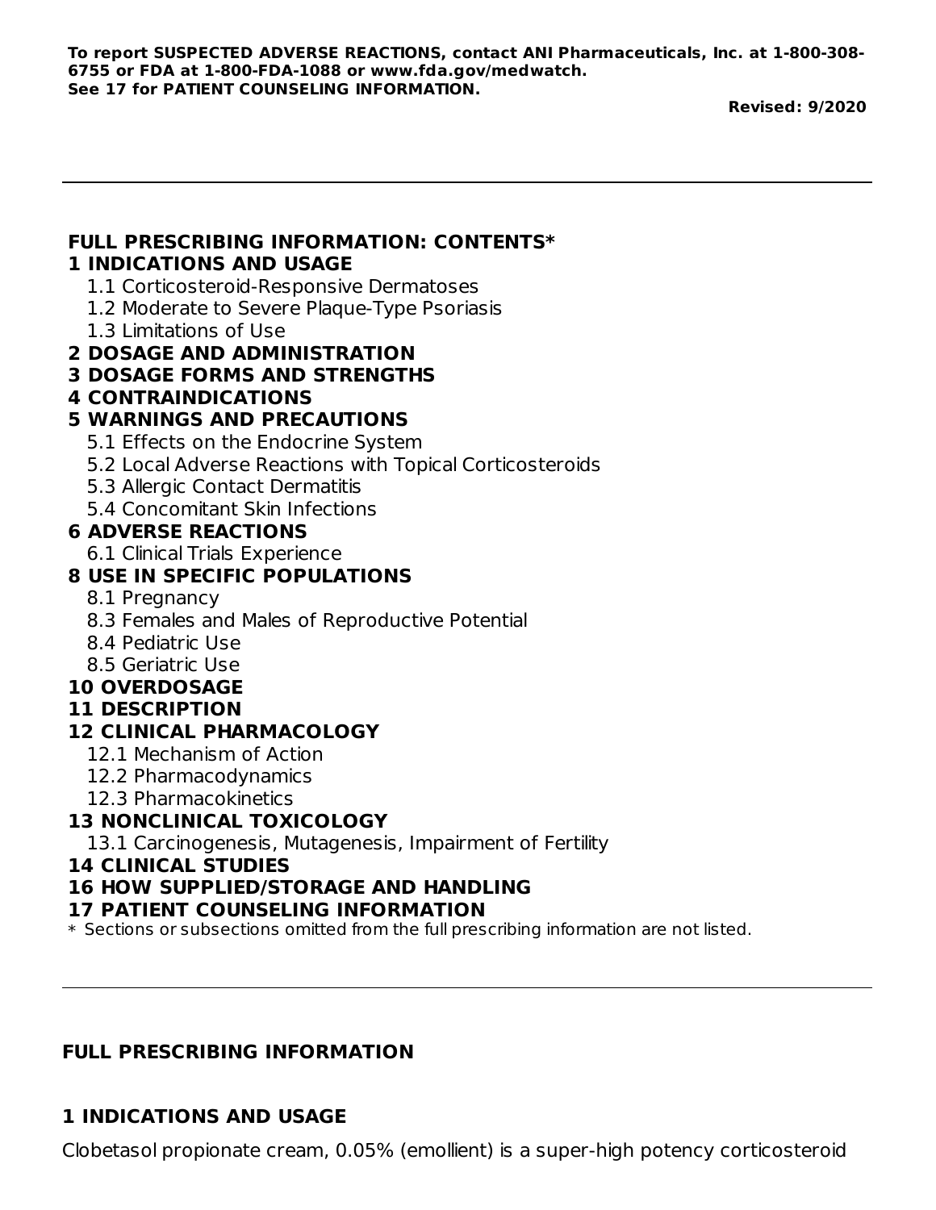**To report SUSPECTED ADVERSE REACTIONS, contact ANI Pharmaceuticals, Inc. at 1-800-308-6755 or FDA at 1-800-FDA-1088 or www.fda.gov/medwatch.**
**See 17 for PATIENT COUNSELING INFORMATION.**

**Revised: 9/2020**

---

**FULL PRESCRIBING INFORMATION: CONTENTS***

**1 INDICATIONS AND USAGE**
- 1.1 Corticosteroid-Responsive Dermatoses
- 1.2 Moderate to Severe Plaque-Type Psoriasis
- 1.3 Limitations of Use

**2 DOSAGE AND ADMINISTRATION**

**3 DOSAGE FORMS AND STRENGTHS**

**4 CONTRAINDICATIONS**

**5 WARNINGS AND PRECAUTIONS**
- 5.1 Effects on the Endocrine System
- 5.2 Local Adverse Reactions with Topical Corticosteroids
- 5.3 Allergic Contact Dermatitis
- 5.4 Concomitant Skin Infections

**6 ADVERSE REACTIONS**
- 6.1 Clinical Trials Experience

**8 USE IN SPECIFIC POPULATIONS**
- 8.1 Pregnancy
- 8.3 Females and Males of Reproductive Potential
- 8.4 Pediatric Use
- 8.5 Geriatric Use

**10 OVERDOSAGE**

**11 DESCRIPTION**

**12 CLINICAL PHARMACOLOGY**
- 12.1 Mechanism of Action
- 12.2 Pharmacodynamics
- 12.3 Pharmacokinetics

**13 NONCLINICAL TOXICOLOGY**
- 13.1 Carcinogenesis, Mutagenesis, Impairment of Fertility

**14 CLINICAL STUDIES**

**16 HOW SUPPLIED/STORAGE AND HANDLING**

**17 PATIENT COUNSELING INFORMATION**

* Sections or subsections omitted from the full prescribing information are not listed.

---

## FULL PRESCRIBING INFORMATION

## 1 INDICATIONS AND USAGE

Clobetasol propionate cream, 0.05% (emollient) is a super-high potency corticosteroid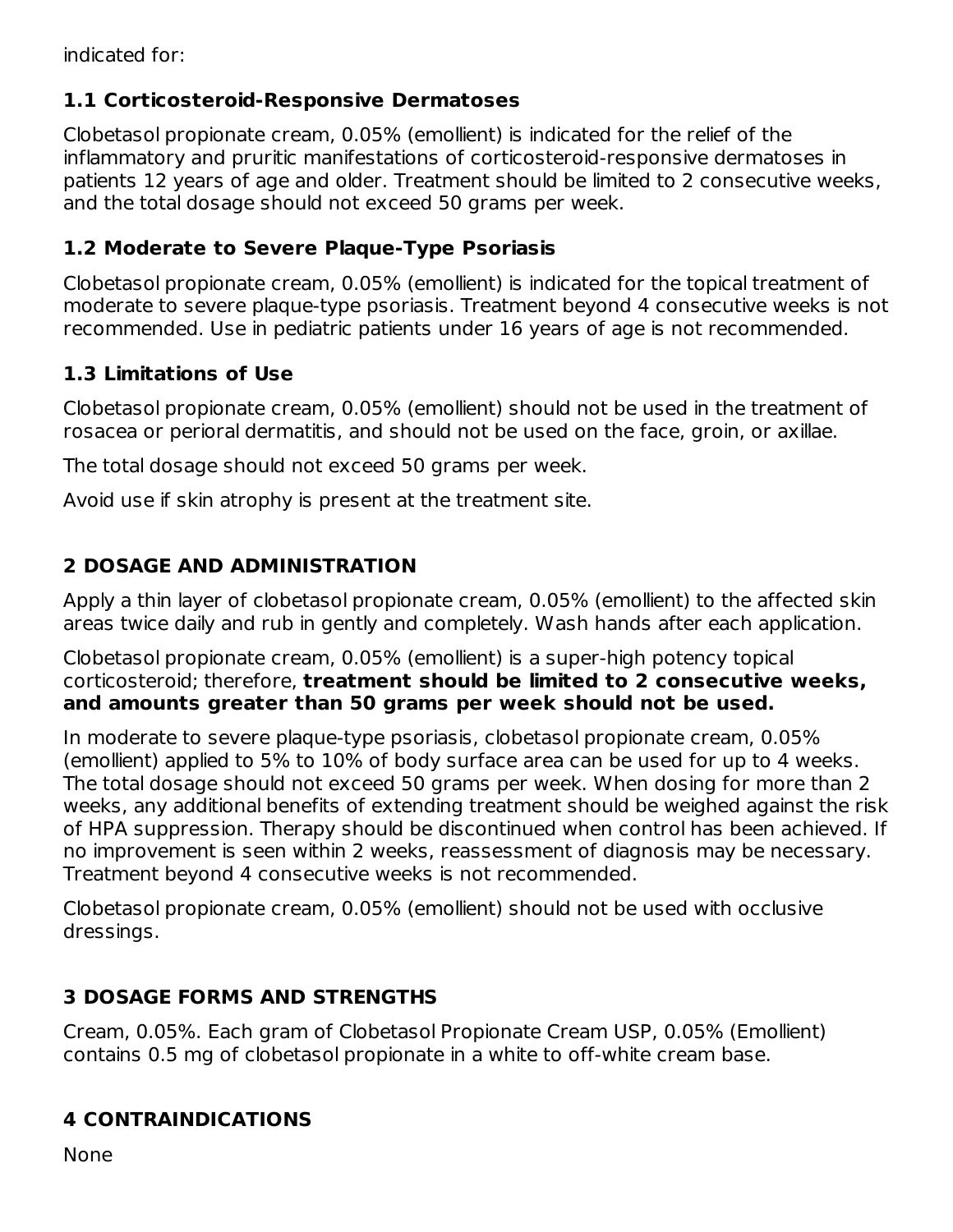indicated for:

### 1.1 Corticosteroid-Responsive Dermatoses

Clobetasol propionate cream, 0.05% (emollient) is indicated for the relief of the inflammatory and pruritic manifestations of corticosteroid-responsive dermatoses in patients 12 years of age and older. Treatment should be limited to 2 consecutive weeks, and the total dosage should not exceed 50 grams per week.

### 1.2 Moderate to Severe Plaque-Type Psoriasis

Clobetasol propionate cream, 0.05% (emollient) is indicated for the topical treatment of moderate to severe plaque-type psoriasis. Treatment beyond 4 consecutive weeks is not recommended. Use in pediatric patients under 16 years of age is not recommended.

### 1.3 Limitations of Use

Clobetasol propionate cream, 0.05% (emollient) should not be used in the treatment of rosacea or perioral dermatitis, and should not be used on the face, groin, or axillae.

The total dosage should not exceed 50 grams per week.

Avoid use if skin atrophy is present at the treatment site.

## 2 DOSAGE AND ADMINISTRATION

Apply a thin layer of clobetasol propionate cream, 0.05% (emollient) to the affected skin areas twice daily and rub in gently and completely. Wash hands after each application.

Clobetasol propionate cream, 0.05% (emollient) is a super-high potency topical corticosteroid; therefore, **treatment should be limited to 2 consecutive weeks, and amounts greater than 50 grams per week should not be used.**

In moderate to severe plaque-type psoriasis, clobetasol propionate cream, 0.05% (emollient) applied to 5% to 10% of body surface area can be used for up to 4 weeks. The total dosage should not exceed 50 grams per week. When dosing for more than 2 weeks, any additional benefits of extending treatment should be weighed against the risk of HPA suppression. Therapy should be discontinued when control has been achieved. If no improvement is seen within 2 weeks, reassessment of diagnosis may be necessary. Treatment beyond 4 consecutive weeks is not recommended.

Clobetasol propionate cream, 0.05% (emollient) should not be used with occlusive dressings.

## 3 DOSAGE FORMS AND STRENGTHS

Cream, 0.05%. Each gram of Clobetasol Propionate Cream USP, 0.05% (Emollient) contains 0.5 mg of clobetasol propionate in a white to off-white cream base.

## 4 CONTRAINDICATIONS

None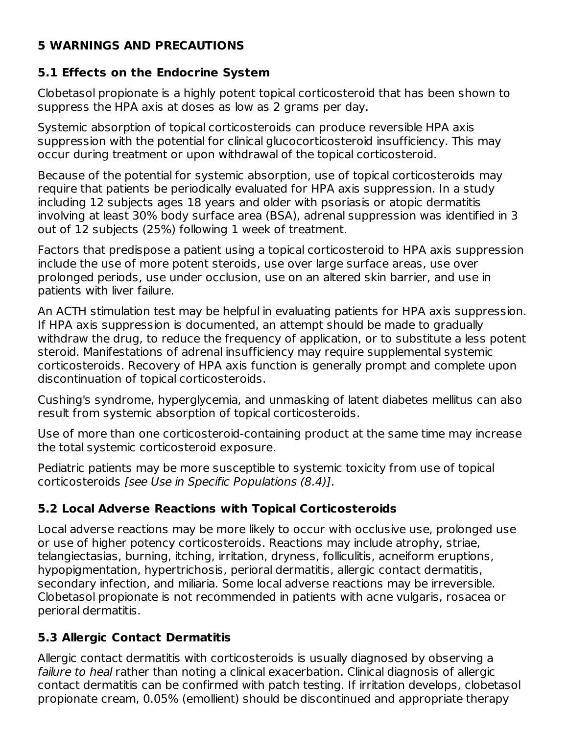## 5 WARNINGS AND PRECAUTIONS

### 5.1 Effects on the Endocrine System

Clobetasol propionate is a highly potent topical corticosteroid that has been shown to suppress the HPA axis at doses as low as 2 grams per day.

Systemic absorption of topical corticosteroids can produce reversible HPA axis suppression with the potential for clinical glucocorticosteroid insufficiency. This may occur during treatment or upon withdrawal of the topical corticosteroid.

Because of the potential for systemic absorption, use of topical corticosteroids may require that patients be periodically evaluated for HPA axis suppression. In a study including 12 subjects ages 18 years and older with psoriasis or atopic dermatitis involving at least 30% body surface area (BSA), adrenal suppression was identified in 3 out of 12 subjects (25%) following 1 week of treatment.

Factors that predispose a patient using a topical corticosteroid to HPA axis suppression include the use of more potent steroids, use over large surface areas, use over prolonged periods, use under occlusion, use on an altered skin barrier, and use in patients with liver failure.

An ACTH stimulation test may be helpful in evaluating patients for HPA axis suppression. If HPA axis suppression is documented, an attempt should be made to gradually withdraw the drug, to reduce the frequency of application, or to substitute a less potent steroid. Manifestations of adrenal insufficiency may require supplemental systemic corticosteroids. Recovery of HPA axis function is generally prompt and complete upon discontinuation of topical corticosteroids.

Cushing's syndrome, hyperglycemia, and unmasking of latent diabetes mellitus can also result from systemic absorption of topical corticosteroids.

Use of more than one corticosteroid-containing product at the same time may increase the total systemic corticosteroid exposure.

Pediatric patients may be more susceptible to systemic toxicity from use of topical corticosteroids *[see Use in Specific Populations (8.4)]*.

### 5.2 Local Adverse Reactions with Topical Corticosteroids

Local adverse reactions may be more likely to occur with occlusive use, prolonged use or use of higher potency corticosteroids. Reactions may include atrophy, striae, telangiectasias, burning, itching, irritation, dryness, folliculitis, acneiform eruptions, hypopigmentation, hypertrichosis, perioral dermatitis, allergic contact dermatitis, secondary infection, and miliaria. Some local adverse reactions may be irreversible. Clobetasol propionate is not recommended in patients with acne vulgaris, rosacea or perioral dermatitis.

### 5.3 Allergic Contact Dermatitis

Allergic contact dermatitis with corticosteroids is usually diagnosed by observing a *failure to heal* rather than noting a clinical exacerbation. Clinical diagnosis of allergic contact dermatitis can be confirmed with patch testing. If irritation develops, clobetasol propionate cream, 0.05% (emollient) should be discontinued and appropriate therapy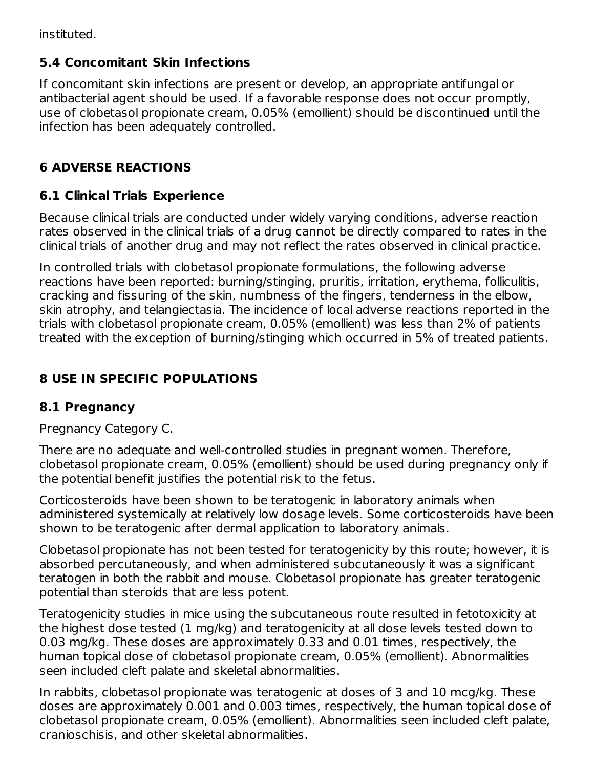instituted.

### 5.4 Concomitant Skin Infections

If concomitant skin infections are present or develop, an appropriate antifungal or antibacterial agent should be used. If a favorable response does not occur promptly, use of clobetasol propionate cream, 0.05% (emollient) should be discontinued until the infection has been adequately controlled.

## 6 ADVERSE REACTIONS

### 6.1 Clinical Trials Experience

Because clinical trials are conducted under widely varying conditions, adverse reaction rates observed in the clinical trials of a drug cannot be directly compared to rates in the clinical trials of another drug and may not reflect the rates observed in clinical practice.

In controlled trials with clobetasol propionate formulations, the following adverse reactions have been reported: burning/stinging, pruritis, irritation, erythema, folliculitis, cracking and fissuring of the skin, numbness of the fingers, tenderness in the elbow, skin atrophy, and telangiectasia. The incidence of local adverse reactions reported in the trials with clobetasol propionate cream, 0.05% (emollient) was less than 2% of patients treated with the exception of burning/stinging which occurred in 5% of treated patients.

## 8 USE IN SPECIFIC POPULATIONS

### 8.1 Pregnancy

Pregnancy Category C.

There are no adequate and well-controlled studies in pregnant women. Therefore, clobetasol propionate cream, 0.05% (emollient) should be used during pregnancy only if the potential benefit justifies the potential risk to the fetus.

Corticosteroids have been shown to be teratogenic in laboratory animals when administered systemically at relatively low dosage levels. Some corticosteroids have been shown to be teratogenic after dermal application to laboratory animals.

Clobetasol propionate has not been tested for teratogenicity by this route; however, it is absorbed percutaneously, and when administered subcutaneously it was a significant teratogen in both the rabbit and mouse. Clobetasol propionate has greater teratogenic potential than steroids that are less potent.

Teratogenicity studies in mice using the subcutaneous route resulted in fetotoxicity at the highest dose tested (1 mg/kg) and teratogenicity at all dose levels tested down to 0.03 mg/kg. These doses are approximately 0.33 and 0.01 times, respectively, the human topical dose of clobetasol propionate cream, 0.05% (emollient). Abnormalities seen included cleft palate and skeletal abnormalities.

In rabbits, clobetasol propionate was teratogenic at doses of 3 and 10 mcg/kg. These doses are approximately 0.001 and 0.003 times, respectively, the human topical dose of clobetasol propionate cream, 0.05% (emollient). Abnormalities seen included cleft palate, cranioschisis, and other skeletal abnormalities.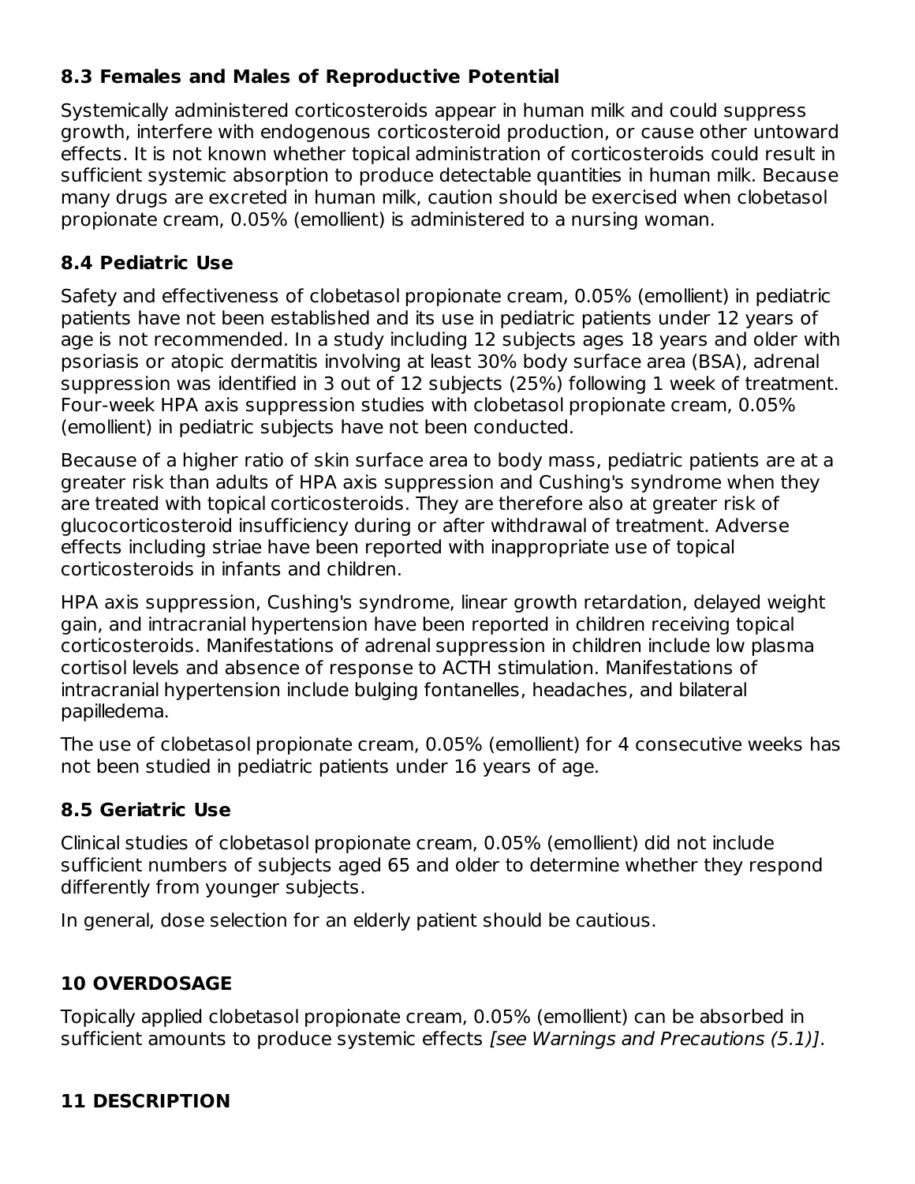### 8.3 Females and Males of Reproductive Potential

Systemically administered corticosteroids appear in human milk and could suppress growth, interfere with endogenous corticosteroid production, or cause other untoward effects. It is not known whether topical administration of corticosteroids could result in sufficient systemic absorption to produce detectable quantities in human milk. Because many drugs are excreted in human milk, caution should be exercised when clobetasol propionate cream, 0.05% (emollient) is administered to a nursing woman.

### 8.4 Pediatric Use

Safety and effectiveness of clobetasol propionate cream, 0.05% (emollient) in pediatric patients have not been established and its use in pediatric patients under 12 years of age is not recommended. In a study including 12 subjects ages 18 years and older with psoriasis or atopic dermatitis involving at least 30% body surface area (BSA), adrenal suppression was identified in 3 out of 12 subjects (25%) following 1 week of treatment. Four-week HPA axis suppression studies with clobetasol propionate cream, 0.05% (emollient) in pediatric subjects have not been conducted.

Because of a higher ratio of skin surface area to body mass, pediatric patients are at a greater risk than adults of HPA axis suppression and Cushing's syndrome when they are treated with topical corticosteroids. They are therefore also at greater risk of glucocorticosteroid insufficiency during or after withdrawal of treatment. Adverse effects including striae have been reported with inappropriate use of topical corticosteroids in infants and children.

HPA axis suppression, Cushing's syndrome, linear growth retardation, delayed weight gain, and intracranial hypertension have been reported in children receiving topical corticosteroids. Manifestations of adrenal suppression in children include low plasma cortisol levels and absence of response to ACTH stimulation. Manifestations of intracranial hypertension include bulging fontanelles, headaches, and bilateral papilledema.

The use of clobetasol propionate cream, 0.05% (emollient) for 4 consecutive weeks has not been studied in pediatric patients under 16 years of age.

### 8.5 Geriatric Use

Clinical studies of clobetasol propionate cream, 0.05% (emollient) did not include sufficient numbers of subjects aged 65 and older to determine whether they respond differently from younger subjects.

In general, dose selection for an elderly patient should be cautious.

## 10 OVERDOSAGE

Topically applied clobetasol propionate cream, 0.05% (emollient) can be absorbed in sufficient amounts to produce systemic effects *[see Warnings and Precautions (5.1)]*.

## 11 DESCRIPTION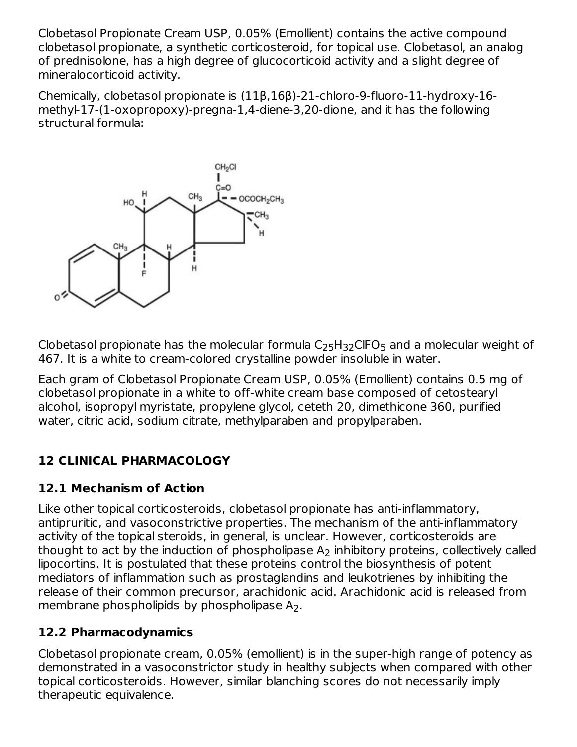Clobetasol Propionate Cream USP, 0.05% (Emollient) contains the active compound clobetasol propionate, a synthetic corticosteroid, for topical use. Clobetasol, an analog of prednisolone, has a high degree of glucocorticoid activity and a slight degree of mineralocorticoid activity.

Chemically, clobetasol propionate is (11β,16β)-21-chloro-9-fluoro-11-hydroxy-16-methyl-17-(1-oxopropoxy)-pregna-1,4-diene-3,20-dione, and it has the following structural formula:

Clobetasol propionate has the molecular formula $C_{25}H_{32}ClFO_5$ and a molecular weight of 467. It is a white to cream-colored crystalline powder insoluble in water.

Each gram of Clobetasol Propionate Cream USP, 0.05% (Emollient) contains 0.5 mg of clobetasol propionate in a white to off-white cream base composed of cetostearyl alcohol, isopropyl myristate, propylene glycol, ceteth 20, dimethicone 360, purified water, citric acid, sodium citrate, methylparaben and propylparaben.

## 12 CLINICAL PHARMACOLOGY

### 12.1 Mechanism of Action

Like other topical corticosteroids, clobetasol propionate has anti-inflammatory, antipruritic, and vasoconstrictive properties. The mechanism of the anti-inflammatory activity of the topical steroids, in general, is unclear. However, corticosteroids are thought to act by the induction of phospholipase $A_2$ inhibitory proteins, collectively called lipocortins. It is postulated that these proteins control the biosynthesis of potent mediators of inflammation such as prostaglandins and leukotrienes by inhibiting the release of their common precursor, arachidonic acid. Arachidonic acid is released from membrane phospholipids by phospholipase $A_2$.

### 12.2 Pharmacodynamics

Clobetasol propionate cream, 0.05% (emollient) is in the super-high range of potency as demonstrated in a vasoconstrictor study in healthy subjects when compared with other topical corticosteroids. However, similar blanching scores do not necessarily imply therapeutic equivalence.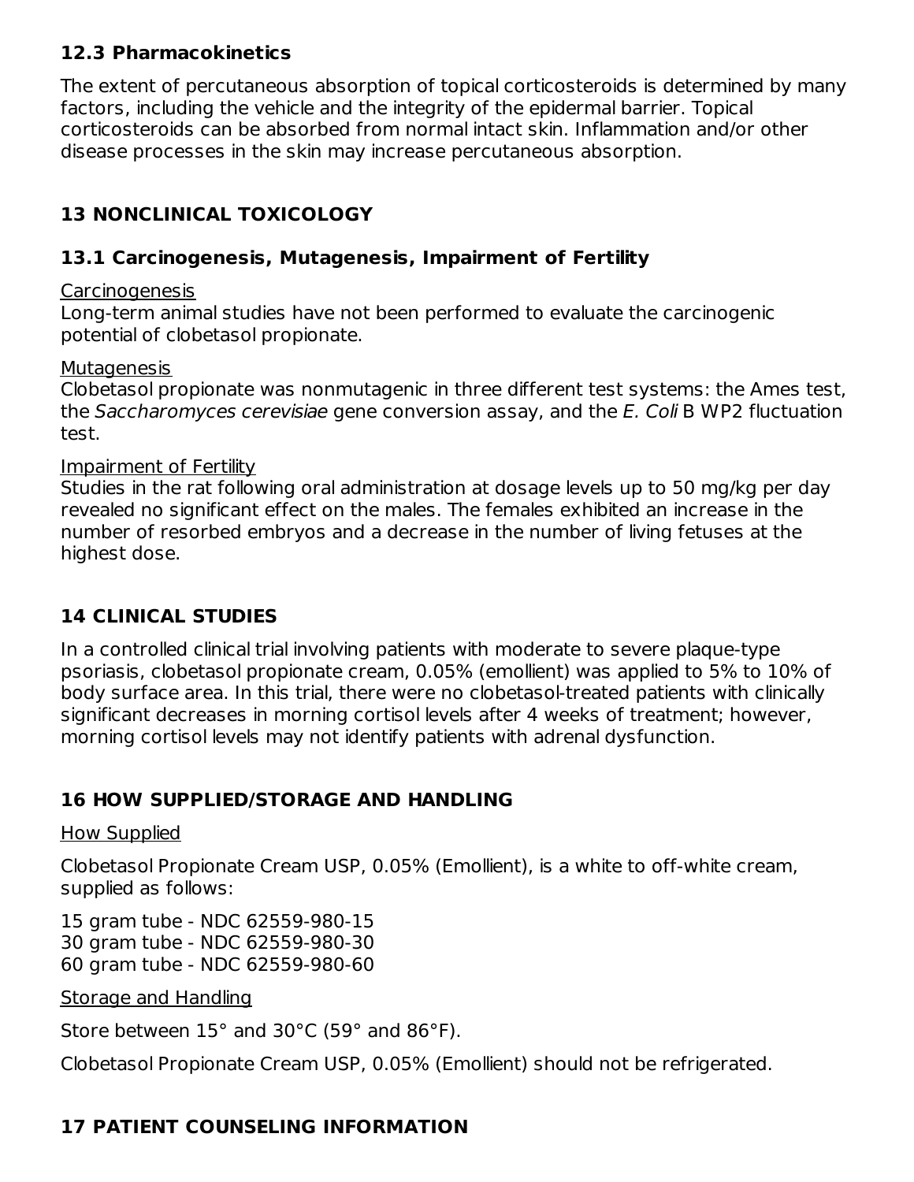### 12.3 Pharmacokinetics

The extent of percutaneous absorption of topical corticosteroids is determined by many factors, including the vehicle and the integrity of the epidermal barrier. Topical corticosteroids can be absorbed from normal intact skin. Inflammation and/or other disease processes in the skin may increase percutaneous absorption.

## 13 NONCLINICAL TOXICOLOGY

### 13.1 Carcinogenesis, Mutagenesis, Impairment of Fertility

Carcinogenesis

Long-term animal studies have not been performed to evaluate the carcinogenic potential of clobetasol propionate.

Mutagenesis

Clobetasol propionate was nonmutagenic in three different test systems: the Ames test, the *Saccharomyces cerevisiae* gene conversion assay, and the *E. Coli* B WP2 fluctuation test.

Impairment of Fertility

Studies in the rat following oral administration at dosage levels up to 50 mg/kg per day revealed no significant effect on the males. The females exhibited an increase in the number of resorbed embryos and a decrease in the number of living fetuses at the highest dose.

## 14 CLINICAL STUDIES

In a controlled clinical trial involving patients with moderate to severe plaque-type psoriasis, clobetasol propionate cream, 0.05% (emollient) was applied to 5% to 10% of body surface area. In this trial, there were no clobetasol-treated patients with clinically significant decreases in morning cortisol levels after 4 weeks of treatment; however, morning cortisol levels may not identify patients with adrenal dysfunction.

## 16 HOW SUPPLIED/STORAGE AND HANDLING

How Supplied

Clobetasol Propionate Cream USP, 0.05% (Emollient), is a white to off-white cream, supplied as follows:

15 gram tube - NDC 62559-980-15
30 gram tube - NDC 62559-980-30
60 gram tube - NDC 62559-980-60

Storage and Handling

Store between 15° and 30°C (59° and 86°F).

Clobetasol Propionate Cream USP, 0.05% (Emollient) should not be refrigerated.

## 17 PATIENT COUNSELING INFORMATION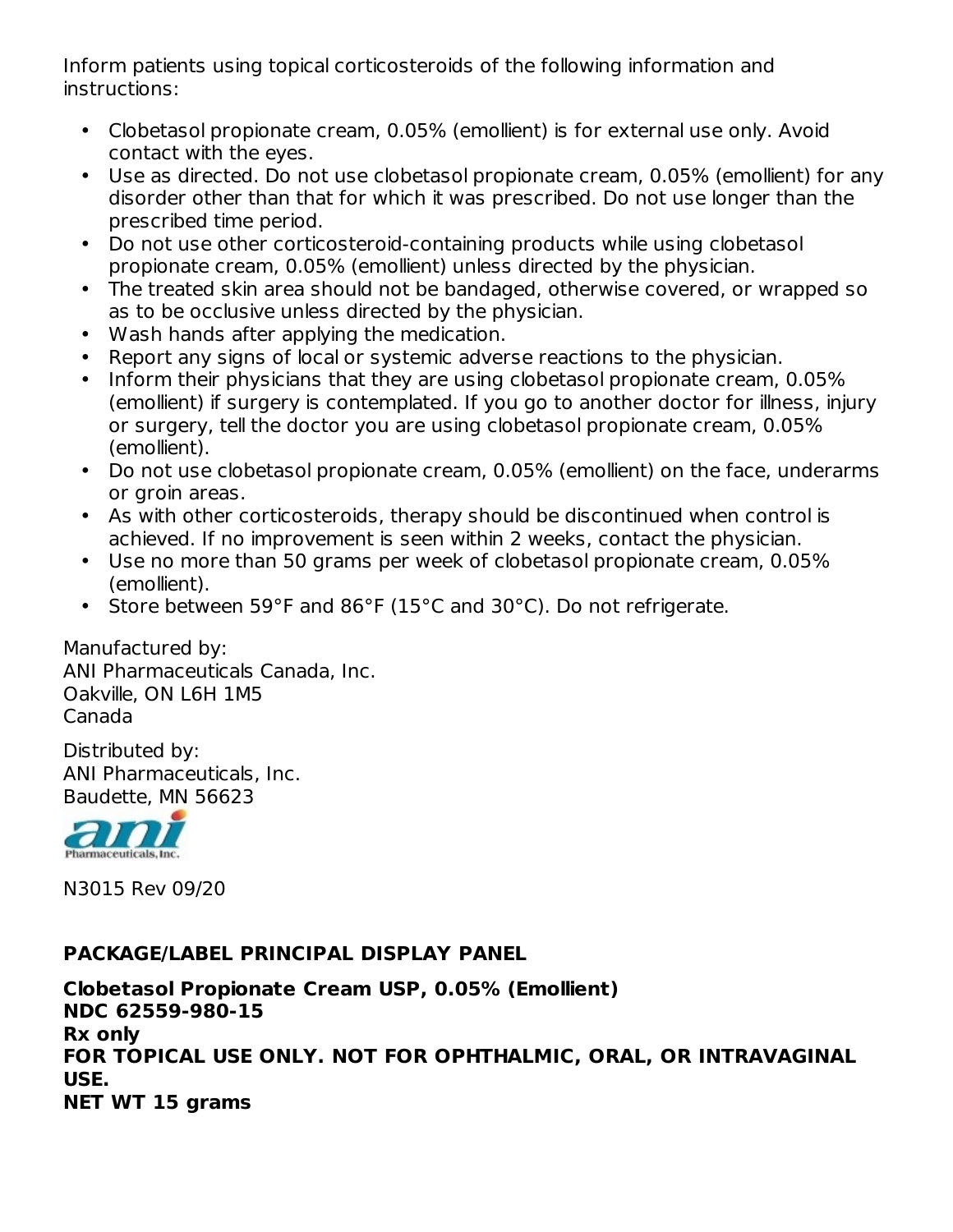Inform patients using topical corticosteroids of the following information and instructions:

- Clobetasol propionate cream, 0.05% (emollient) is for external use only. Avoid contact with the eyes.
- Use as directed. Do not use clobetasol propionate cream, 0.05% (emollient) for any disorder other than that for which it was prescribed. Do not use longer than the prescribed time period.
- Do not use other corticosteroid-containing products while using clobetasol propionate cream, 0.05% (emollient) unless directed by the physician.
- The treated skin area should not be bandaged, otherwise covered, or wrapped so as to be occlusive unless directed by the physician.
- Wash hands after applying the medication.
- Report any signs of local or systemic adverse reactions to the physician.
- Inform their physicians that they are using clobetasol propionate cream, 0.05% (emollient) if surgery is contemplated. If you go to another doctor for illness, injury or surgery, tell the doctor you are using clobetasol propionate cream, 0.05% (emollient).
- Do not use clobetasol propionate cream, 0.05% (emollient) on the face, underarms or groin areas.
- As with other corticosteroids, therapy should be discontinued when control is achieved. If no improvement is seen within 2 weeks, contact the physician.
- Use no more than 50 grams per week of clobetasol propionate cream, 0.05% (emollient).
- Store between 59°F and 86°F (15°C and 30°C). Do not refrigerate.

Manufactured by:
ANI Pharmaceuticals Canada, Inc.
Oakville, ON L6H 1M5
Canada

Distributed by:
ANI Pharmaceuticals, Inc.
Baudette, MN 56623

ani Pharmaceuticals, Inc.

N3015 Rev 09/20

**PACKAGE/LABEL PRINCIPAL DISPLAY PANEL**

**Clobetasol Propionate Cream USP, 0.05% (Emollient)**
**NDC 62559-980-15**
**Rx only**
**FOR TOPICAL USE ONLY. NOT FOR OPHTHALMIC, ORAL, OR INTRAVAGINAL USE.**
**NET WT 15 grams**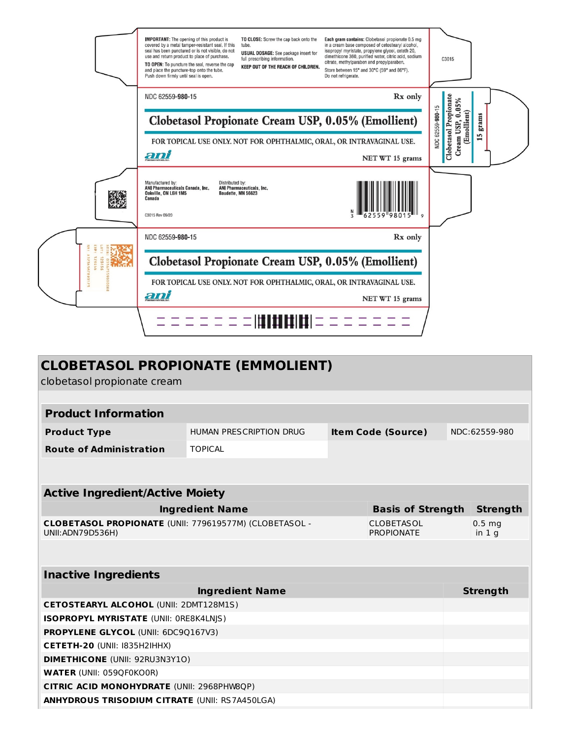IMPORTANT: The opening of this product is covered by a metal tamper-resistant seal. If this seal has been punctured or is not visible, do not use and return product to place of purchase.

TO OPEN: To puncture the seal, reverse the cap and place the puncture-top onto the tube. Push down firmly until seal is open.

TO CLOSE: Screw the cap back onto the tube.

USUAL DOSAGE: See package insert for full prescribing information.

KEEP OUT OF THE REACH OF CHILDREN.

Each gram contains: Clobetasol propionate 0.5 mg in a cream base composed of cetostearyl alcohol, isopropyl myristate, propylene glycol, ceteth 20, dimethicone 360, purified water, citric acid, sodium citrate, methylparaben and propylparaben.

Store between 15° and 30°C (59° and 86°F). Do not refrigerate.

C3015

NDC 62559-980-15

Rx only

**Clobetasol Propionate Cream USP, 0.05% (Emollient)**

FOR TOPICAL USE ONLY. NOT FOR OPHTHALMIC, ORAL, OR INTRAVAGINAL USE.

ani Pharmaceuticals, Inc.

NET WT 15 grams

NDC 62559-980-15 Clobetasol Propionate Cream USP, 0.05% (Emollient) 15 grams

Manufactured by:
ANI Pharmaceuticals Canada, Inc.
Oakville, ON L6H 1M5
Canada

Distributed by:
ANI Pharmaceuticals, Inc.
Baudette, MN 56623

C3015 Rev 09/20

N 3 62559 98015 9

NDC 62559-980-15

Rx only

**Clobetasol Propionate Cream USP, 0.05% (Emollient)**

FOR TOPICAL USE ONLY. NOT FOR OPHTHALMIC, ORAL, OR INTRAVAGINAL USE.

ani Pharmaceuticals, Inc.

NET WT 15 grams

# CLOBETASOL PROPIONATE (EMMOLIENT)

clobetasol propionate cream

## Product Information

| | | | |
|---|---|---|---|
| **Product Type** | HUMAN PRESCRIPTION DRUG | **Item Code (Source)** | NDC:62559-980 |
| **Route of Administration** | TOPICAL | | |

## Active Ingredient/Active Moiety

| Ingredient Name | Basis of Strength | Strength |
|---|---|---|
| **CLOBETASOL PROPIONATE** (UNII: 779619577M) (CLOBETASOL - UNII:ADN79D536H) | CLOBETASOL PROPIONATE | 0.5 mg in 1 g |

## Inactive Ingredients

| Ingredient Name | Strength |
|---|---|
| **CETOSTEARYL ALCOHOL** (UNII: 2DMT128M1S) | |
| **ISOPROPYL MYRISTATE** (UNII: 0RE8K4LNJS) | |
| **PROPYLENE GLYCOL** (UNII: 6DC9Q167V3) | |
| **CETETH-20** (UNII: I835H2IHHX) | |
| **DIMETHICONE** (UNII: 92RU3N3Y1O) | |
| **WATER** (UNII: 059QF0KO0R) | |
| **CITRIC ACID MONOHYDRATE** (UNII: 2968PHW8QP) | |
| **ANHYDROUS TRISODIUM CITRATE** (UNII: RS7A450LGA) | |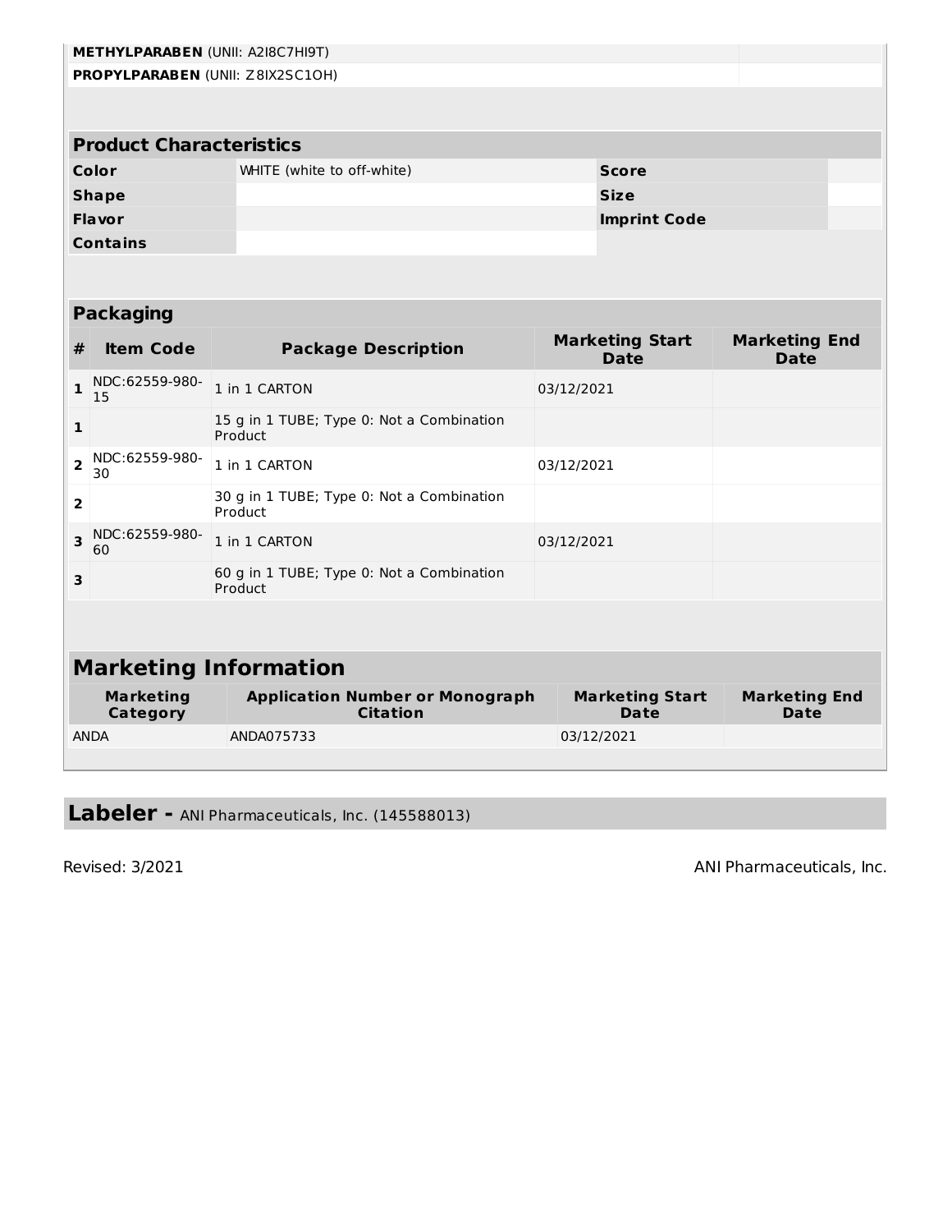| | |
|---|---|
| **METHYLPARABEN** (UNII: A2I8C7HI9T) | |
| **PROPYLPARABEN** (UNII: Z8IX2SC1OH) | |

| Product Characteristics | | | |
|---|---|---|---|
| **Color** | WHITE (white to off-white) | **Score** | |
| **Shape** | | **Size** | |
| **Flavor** | | **Imprint Code** | |
| **Contains** | | | |

**Packaging**

| # | Item Code | Package Description | Marketing Start Date | Marketing End Date |
|---|---|---|---|---|
| 1 | NDC:62559-980-15 | 1 in 1 CARTON | 03/12/2021 | |
| 1 | | 15 g in 1 TUBE; Type 0: Not a Combination Product | | |
| 2 | NDC:62559-980-30 | 1 in 1 CARTON | 03/12/2021 | |
| 2 | | 30 g in 1 TUBE; Type 0: Not a Combination Product | | |
| 3 | NDC:62559-980-60 | 1 in 1 CARTON | 03/12/2021 | |
| 3 | | 60 g in 1 TUBE; Type 0: Not a Combination Product | | |

## Marketing Information

| Marketing Category | Application Number or Monograph Citation | Marketing Start Date | Marketing End Date |
|---|---|---|---|
| ANDA | ANDA075733 | 03/12/2021 | |

## Labeler - ANI Pharmaceuticals, Inc. (145588013)

Revised: 3/2021

ANI Pharmaceuticals, Inc.